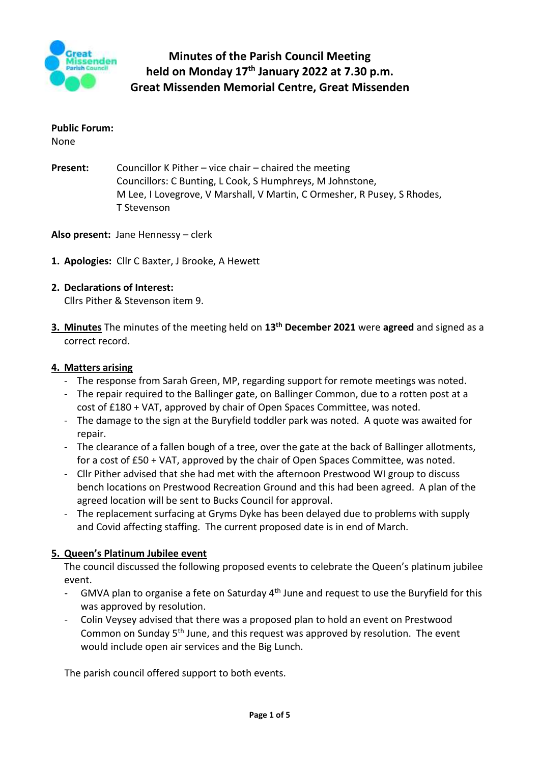# Minutes of the Parish Council Meeting held on Monday 17th January 2022 at 7.30 p.m. Great Missenden Memorial Centre, Great Missenden

**Public Forum:**
None

**Present:** Councillor K Pither – vice chair – chaired the meeting
Councillors: C Bunting, L Cook, S Humphreys, M Johnstone, M Lee, I Lovegrove, V Marshall, V Martin, C Ormesher, R Pusey, S Rhodes, T Stevenson

**Also present:** Jane Hennessy – clerk

1. **Apologies:** Cllr C Baxter, J Brooke, A Hewett

2. **Declarations of Interest:**
   Cllrs Pither & Stevenson item 9.

3. **Minutes** The minutes of the meeting held on **13th December 2021** were **agreed** and signed as a correct record.

4. **Matters arising**
   - The response from Sarah Green, MP, regarding support for remote meetings was noted.
   - The repair required to the Ballinger gate, on Ballinger Common, due to a rotten post at a cost of £180 + VAT, approved by chair of Open Spaces Committee, was noted.
   - The damage to the sign at the Buryfield toddler park was noted. A quote was awaited for repair.
   - The clearance of a fallen bough of a tree, over the gate at the back of Ballinger allotments, for a cost of £50 + VAT, approved by the chair of Open Spaces Committee, was noted.
   - Cllr Pither advised that she had met with the afternoon Prestwood WI group to discuss bench locations on Prestwood Recreation Ground and this had been agreed. A plan of the agreed location will be sent to Bucks Council for approval.
   - The replacement surfacing at Gryms Dyke has been delayed due to problems with supply and Covid affecting staffing. The current proposed date is in end of March.

5. **Queen's Platinum Jubilee event**
   The council discussed the following proposed events to celebrate the Queen's platinum jubilee event.
   - GMVA plan to organise a fete on Saturday 4th June and request to use the Buryfield for this was approved by resolution.
   - Colin Veysey advised that there was a proposed plan to hold an event on Prestwood Common on Sunday 5th June, and this request was approved by resolution. The event would include open air services and the Big Lunch.

   The parish council offered support to both events.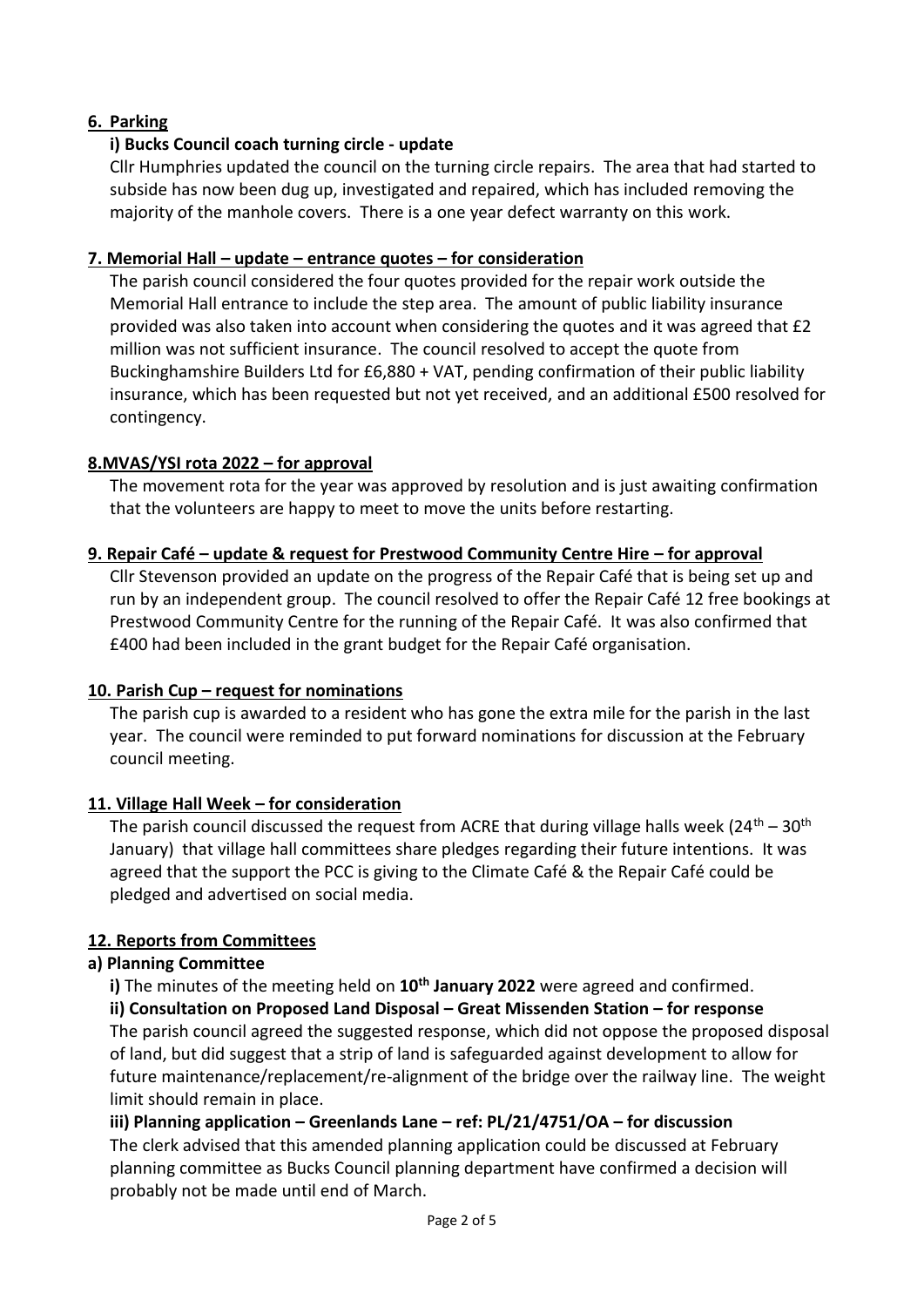## 6. Parking

### i) Bucks Council coach turning circle - update

Cllr Humphries updated the council on the turning circle repairs. The area that had started to subside has now been dug up, investigated and repaired, which has included removing the majority of the manhole covers. There is a one year defect warranty on this work.

## 7. Memorial Hall – update – entrance quotes – for consideration

The parish council considered the four quotes provided for the repair work outside the Memorial Hall entrance to include the step area. The amount of public liability insurance provided was also taken into account when considering the quotes and it was agreed that £2 million was not sufficient insurance. The council resolved to accept the quote from Buckinghamshire Builders Ltd for £6,880 + VAT, pending confirmation of their public liability insurance, which has been requested but not yet received, and an additional £500 resolved for contingency.

## 8.MVAS/YSI rota 2022 – for approval

The movement rota for the year was approved by resolution and is just awaiting confirmation that the volunteers are happy to meet to move the units before restarting.

## 9. Repair Café – update & request for Prestwood Community Centre Hire – for approval

Cllr Stevenson provided an update on the progress of the Repair Café that is being set up and run by an independent group. The council resolved to offer the Repair Café 12 free bookings at Prestwood Community Centre for the running of the Repair Café. It was also confirmed that £400 had been included in the grant budget for the Repair Café organisation.

## 10. Parish Cup – request for nominations

The parish cup is awarded to a resident who has gone the extra mile for the parish in the last year. The council were reminded to put forward nominations for discussion at the February council meeting.

## 11. Village Hall Week – for consideration

The parish council discussed the request from ACRE that during village halls week (24th – 30th January) that village hall committees share pledges regarding their future intentions. It was agreed that the support the PCC is giving to the Climate Café & the Repair Café could be pledged and advertised on social media.

## 12. Reports from Committees

### a) Planning Committee

**i)** The minutes of the meeting held on **10th January 2022** were agreed and confirmed.

**ii) Consultation on Proposed Land Disposal – Great Missenden Station – for response**

The parish council agreed the suggested response, which did not oppose the proposed disposal of land, but did suggest that a strip of land is safeguarded against development to allow for future maintenance/replacement/re-alignment of the bridge over the railway line. The weight limit should remain in place.

**iii) Planning application – Greenlands Lane – ref: PL/21/4751/OA – for discussion**

The clerk advised that this amended planning application could be discussed at February planning committee as Bucks Council planning department have confirmed a decision will probably not be made until end of March.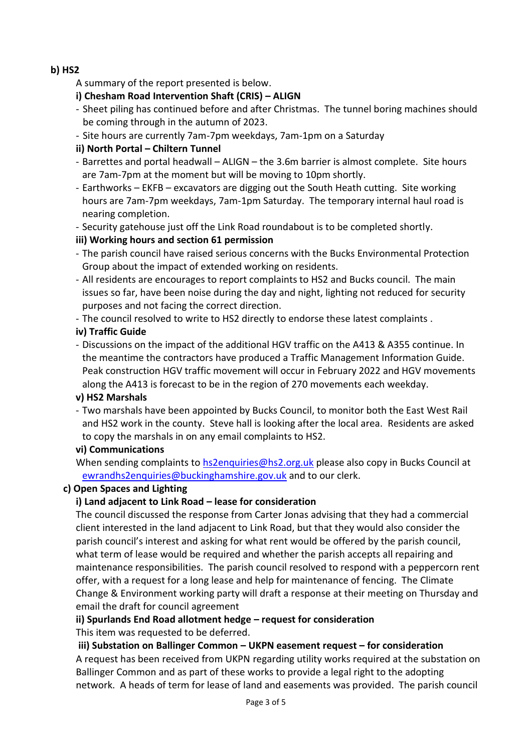**b) HS2**

A summary of the report presented is below.

**i) Chesham Road Intervention Shaft (CRIS) – ALIGN**

- Sheet piling has continued before and after Christmas. The tunnel boring machines should be coming through in the autumn of 2023.
- Site hours are currently 7am-7pm weekdays, 7am-1pm on a Saturday

**ii) North Portal – Chiltern Tunnel**

- Barrettes and portal headwall – ALIGN – the 3.6m barrier is almost complete. Site hours are 7am-7pm at the moment but will be moving to 10pm shortly.
- Earthworks – EKFB – excavators are digging out the South Heath cutting. Site working hours are 7am-7pm weekdays, 7am-1pm Saturday. The temporary internal haul road is nearing completion.
- Security gatehouse just off the Link Road roundabout is to be completed shortly.

**iii) Working hours and section 61 permission**

- The parish council have raised serious concerns with the Bucks Environmental Protection Group about the impact of extended working on residents.
- All residents are encourages to report complaints to HS2 and Bucks council. The main issues so far, have been noise during the day and night, lighting not reduced for security purposes and not facing the correct direction.
- The council resolved to write to HS2 directly to endorse these latest complaints .

**iv) Traffic Guide**

- Discussions on the impact of the additional HGV traffic on the A413 & A355 continue. In the meantime the contractors have produced a Traffic Management Information Guide. Peak construction HGV traffic movement will occur in February 2022 and HGV movements along the A413 is forecast to be in the region of 270 movements each weekday.

**v) HS2 Marshals**

- Two marshals have been appointed by Bucks Council, to monitor both the East West Rail and HS2 work in the county. Steve hall is looking after the local area. Residents are asked to copy the marshals in on any email complaints to HS2.

**vi) Communications**

When sending complaints to hs2enquiries@hs2.org.uk please also copy in Bucks Council at ewrandhs2enquiries@buckinghamshire.gov.uk and to our clerk.

**c) Open Spaces and Lighting**

**i) Land adjacent to Link Road – lease for consideration**

The council discussed the response from Carter Jonas advising that they had a commercial client interested in the land adjacent to Link Road, but that they would also consider the parish council's interest and asking for what rent would be offered by the parish council, what term of lease would be required and whether the parish accepts all repairing and maintenance responsibilities. The parish council resolved to respond with a peppercorn rent offer, with a request for a long lease and help for maintenance of fencing. The Climate Change & Environment working party will draft a response at their meeting on Thursday and email the draft for council agreement

**ii) Spurlands End Road allotment hedge – request for consideration**

This item was requested to be deferred.

**iii) Substation on Ballinger Common – UKPN easement request – for consideration**

A request has been received from UKPN regarding utility works required at the substation on Ballinger Common and as part of these works to provide a legal right to the adopting network. A heads of term for lease of land and easements was provided. The parish council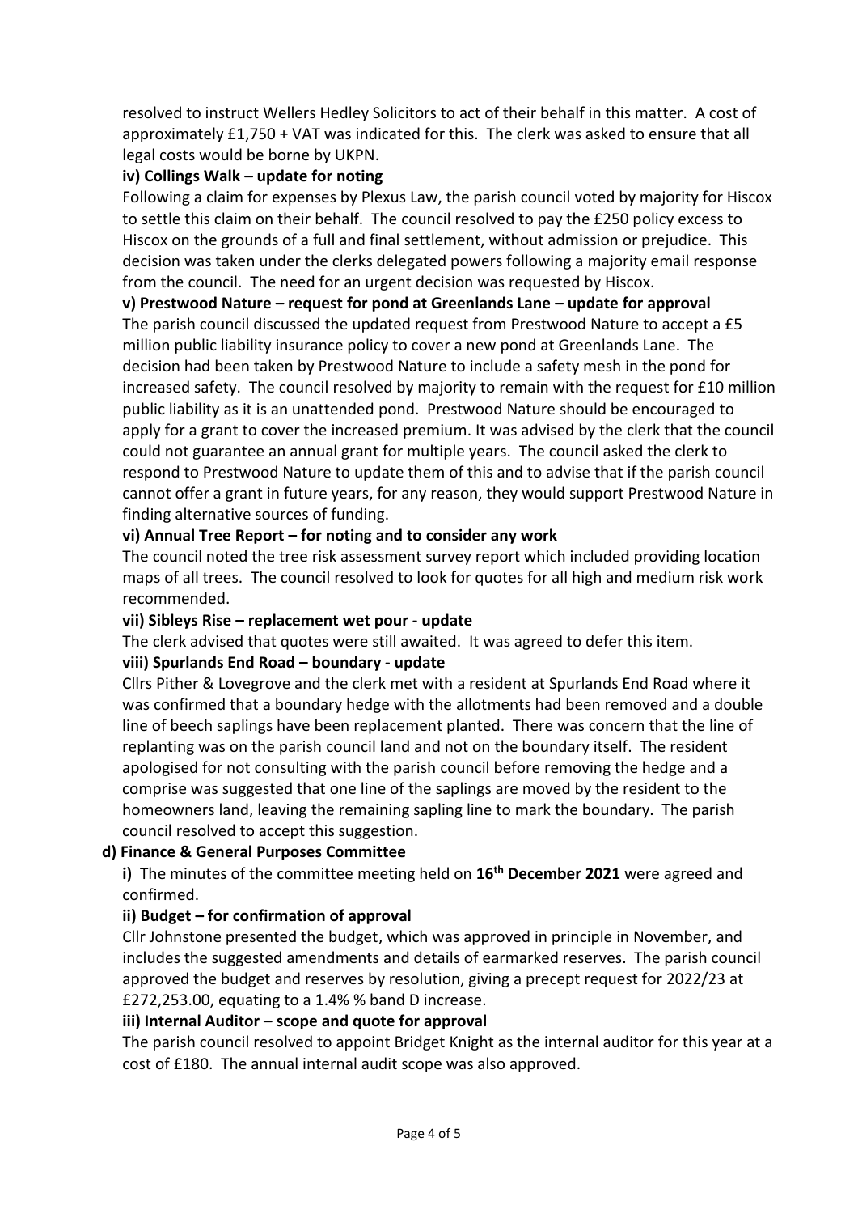resolved to instruct Wellers Hedley Solicitors to act of their behalf in this matter. A cost of approximately £1,750 + VAT was indicated for this. The clerk was asked to ensure that all legal costs would be borne by UKPN.

**iv) Collings Walk – update for noting**

Following a claim for expenses by Plexus Law, the parish council voted by majority for Hiscox to settle this claim on their behalf. The council resolved to pay the £250 policy excess to Hiscox on the grounds of a full and final settlement, without admission or prejudice. This decision was taken under the clerks delegated powers following a majority email response from the council. The need for an urgent decision was requested by Hiscox.

**v) Prestwood Nature – request for pond at Greenlands Lane – update for approval**

The parish council discussed the updated request from Prestwood Nature to accept a £5 million public liability insurance policy to cover a new pond at Greenlands Lane. The decision had been taken by Prestwood Nature to include a safety mesh in the pond for increased safety. The council resolved by majority to remain with the request for £10 million public liability as it is an unattended pond. Prestwood Nature should be encouraged to apply for a grant to cover the increased premium. It was advised by the clerk that the council could not guarantee an annual grant for multiple years. The council asked the clerk to respond to Prestwood Nature to update them of this and to advise that if the parish council cannot offer a grant in future years, for any reason, they would support Prestwood Nature in finding alternative sources of funding.

**vi) Annual Tree Report – for noting and to consider any work**

The council noted the tree risk assessment survey report which included providing location maps of all trees. The council resolved to look for quotes for all high and medium risk work recommended.

**vii) Sibleys Rise – replacement wet pour - update**

The clerk advised that quotes were still awaited. It was agreed to defer this item.

**viii) Spurlands End Road – boundary - update**

Cllrs Pither & Lovegrove and the clerk met with a resident at Spurlands End Road where it was confirmed that a boundary hedge with the allotments had been removed and a double line of beech saplings have been replacement planted. There was concern that the line of replanting was on the parish council land and not on the boundary itself. The resident apologised for not consulting with the parish council before removing the hedge and a comprise was suggested that one line of the saplings are moved by the resident to the homeowners land, leaving the remaining sapling line to mark the boundary. The parish council resolved to accept this suggestion.

**d) Finance & General Purposes Committee**

**i)** The minutes of the committee meeting held on **16th December 2021** were agreed and confirmed.

**ii) Budget – for confirmation of approval**

Cllr Johnstone presented the budget, which was approved in principle in November, and includes the suggested amendments and details of earmarked reserves. The parish council approved the budget and reserves by resolution, giving a precept request for 2022/23 at £272,253.00, equating to a 1.4% % band D increase.

**iii) Internal Auditor – scope and quote for approval**

The parish council resolved to appoint Bridget Knight as the internal auditor for this year at a cost of £180. The annual internal audit scope was also approved.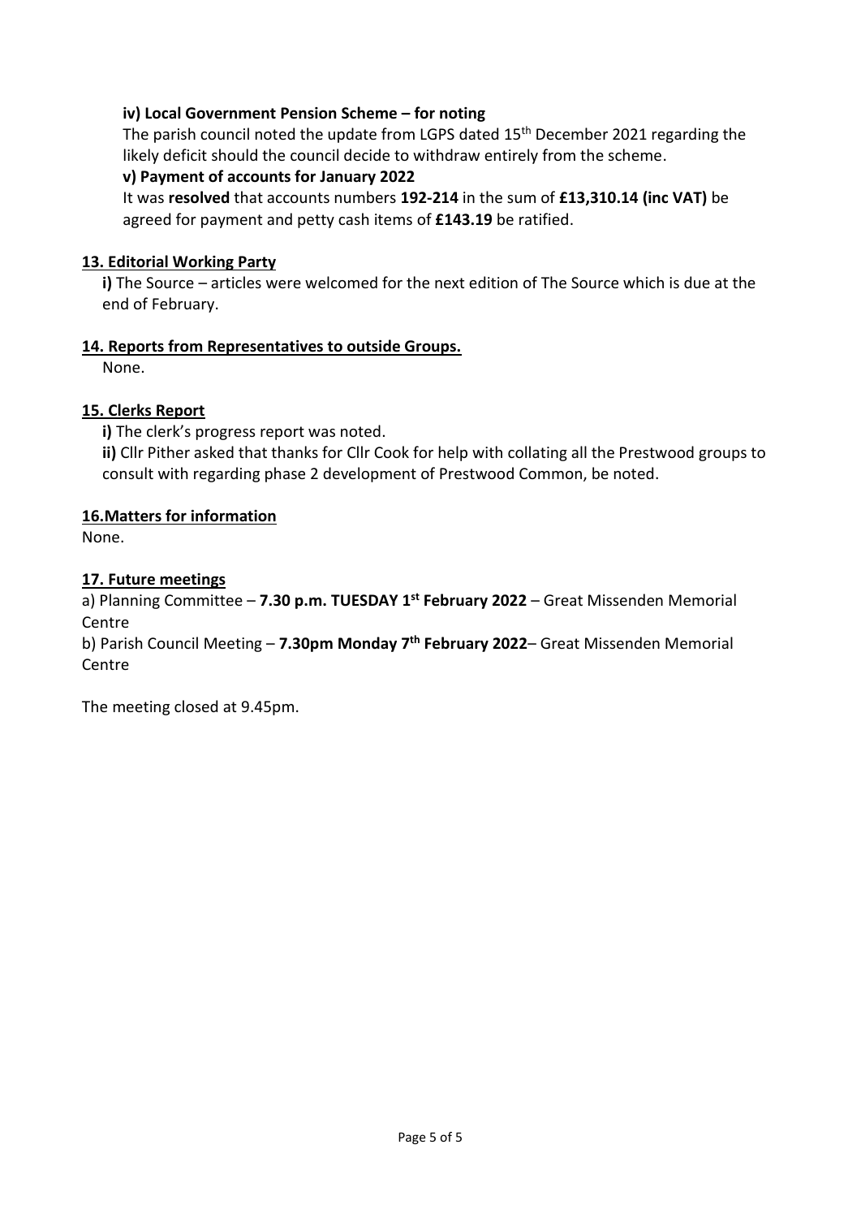**iv) Local Government Pension Scheme – for noting**

The parish council noted the update from LGPS dated 15th December 2021 regarding the likely deficit should the council decide to withdraw entirely from the scheme.

**v) Payment of accounts for January 2022**

It was **resolved** that accounts numbers **192-214** in the sum of **£13,310.14 (inc VAT)** be agreed for payment and petty cash items of **£143.19** be ratified.

**13. Editorial Working Party**

**i)** The Source – articles were welcomed for the next edition of The Source which is due at the end of February.

**14. Reports from Representatives to outside Groups.**

None.

**15. Clerks Report**

**i)** The clerk's progress report was noted.

**ii)** Cllr Pither asked that thanks for Cllr Cook for help with collating all the Prestwood groups to consult with regarding phase 2 development of Prestwood Common, be noted.

**16.Matters for information**

None.

**17. Future meetings**

a) Planning Committee – **7.30 p.m. TUESDAY 1st February 2022** – Great Missenden Memorial Centre

b) Parish Council Meeting – **7.30pm Monday 7th February 2022**– Great Missenden Memorial Centre

The meeting closed at 9.45pm.